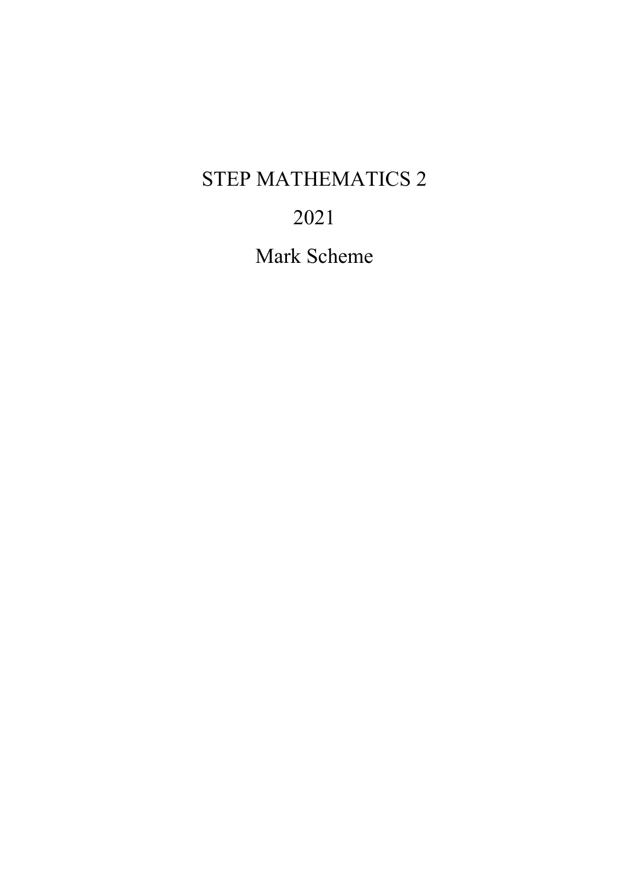# STEP MATHEMATICS 2

# 2021

# Mark Scheme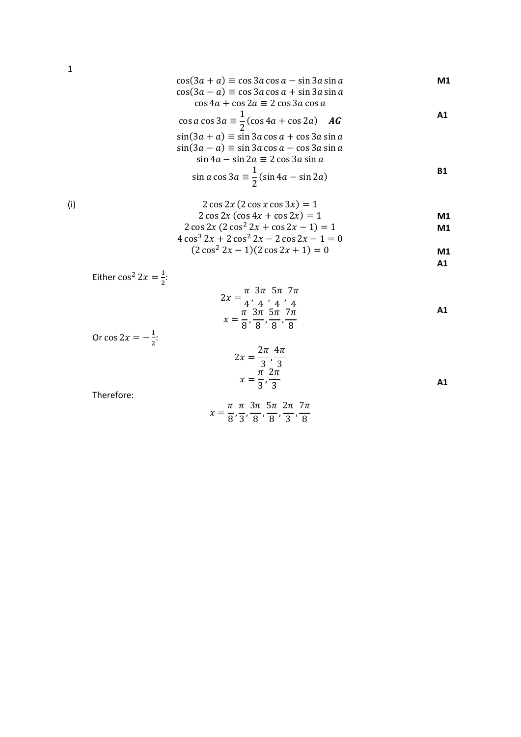1

$$\cos(3a + a) \equiv \cos 3a \cos a - \sin 3a \sin a$$ **M1**

$$\cos(3a - a) \equiv \cos 3a \cos a + \sin 3a \sin a$$

$$\cos 4a + \cos 2a \equiv 2 \cos 3a \cos a$$

$$\cos a \cos 3a \equiv \frac{1}{2}(\cos 4a + \cos 2a) \quad \textbf{\textit{AG}}$$ **A1**

$$\sin(3a + a) \equiv \sin 3a \cos a + \cos 3a \sin a$$

$$\sin(3a - a) \equiv \sin 3a \cos a - \cos 3a \sin a$$

$$\sin 4a - \sin 2a \equiv 2 \cos 3a \sin a$$

$$\sin a \cos 3a \equiv \frac{1}{2}(\sin 4a - \sin 2a)$$ **B1**

(i)

$$2 \cos 2x \,(2 \cos x \cos 3x) = 1$$

$$2 \cos 2x \,(\cos 4x + \cos 2x) = 1$$ **M1**

$$2 \cos 2x \,(2 \cos^2 2x + \cos 2x - 1) = 1$$ **M1**

$$4 \cos^3 2x + 2 \cos^2 2x - 2 \cos 2x - 1 = 0$$

$$(2 \cos^2 2x - 1)(2 \cos 2x + 1) = 0$$ **M1**

**A1**

Either $\cos^2 2x = \frac{1}{2}$:

$$2x = \frac{\pi}{4}, \frac{3\pi}{4}, \frac{5\pi}{4}, \frac{7\pi}{4}$$

$$x = \frac{\pi}{8}, \frac{3\pi}{8}, \frac{5\pi}{8}, \frac{7\pi}{8}$$ **A1**

Or $\cos 2x = -\frac{1}{2}$:

$$2x = \frac{2\pi}{3}, \frac{4\pi}{3}$$

$$x = \frac{\pi}{3}, \frac{2\pi}{3}$$ **A1**

Therefore:

$$x = \frac{\pi}{8}, \frac{\pi}{3}, \frac{3\pi}{8}, \frac{5\pi}{8}, \frac{2\pi}{3}, \frac{7\pi}{8}$$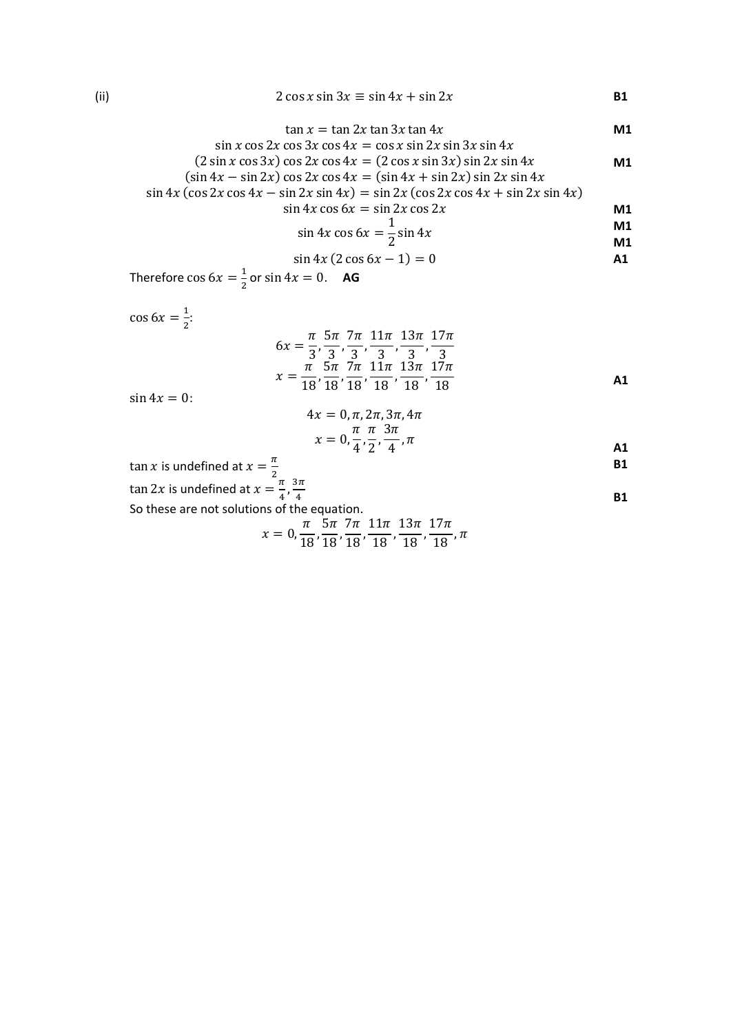(ii)

$$2\cos x \sin 3x \equiv \sin 4x + \sin 2x$$ **B1**

$$\tan x = \tan 2x \tan 3x \tan 4x$$ **M1**

$$\sin x \cos 2x \cos 3x \cos 4x = \cos x \sin 2x \sin 3x \sin 4x$$

$$(2\sin x \cos 3x)\cos 2x \cos 4x = (2\cos x \sin 3x)\sin 2x \sin 4x$$ **M1**

$$(\sin 4x - \sin 2x)\cos 2x \cos 4x = (\sin 4x + \sin 2x)\sin 2x \sin 4x$$

$$\sin 4x\,(\cos 2x \cos 4x - \sin 2x \sin 4x) = \sin 2x\,(\cos 2x \cos 4x + \sin 2x \sin 4x)$$

$$\sin 4x \cos 6x = \sin 2x \cos 2x$$ **M1**

$$\sin 4x \cos 6x = \frac{1}{2}\sin 4x$$ **M1** **M1**

$$\sin 4x\,(2\cos 6x - 1) = 0$$ **A1**

Therefore $\cos 6x = \frac{1}{2}$ or $\sin 4x = 0$. **AG**

$\cos 6x = \frac{1}{2}$:

$$6x = \frac{\pi}{3}, \frac{5\pi}{3}, \frac{7\pi}{3}, \frac{11\pi}{3}, \frac{13\pi}{3}, \frac{17\pi}{3}$$

$$x = \frac{\pi}{18}, \frac{5\pi}{18}, \frac{7\pi}{18}, \frac{11\pi}{18}, \frac{13\pi}{18}, \frac{17\pi}{18}$$ **A1**

$\sin 4x = 0$:

$$4x = 0, \pi, 2\pi, 3\pi, 4\pi$$

$$x = 0, \frac{\pi}{4}, \frac{\pi}{2}, \frac{3\pi}{4}, \pi$$ **A1**

$\tan x$ is undefined at $x = \frac{\pi}{2}$ **B1**

$\tan 2x$ is undefined at $x = \frac{\pi}{4}, \frac{3\pi}{4}$ **B1**

So these are not solutions of the equation.

$$x = 0, \frac{\pi}{18}, \frac{5\pi}{18}, \frac{7\pi}{18}, \frac{11\pi}{18}, \frac{13\pi}{18}, \frac{17\pi}{18}, \pi$$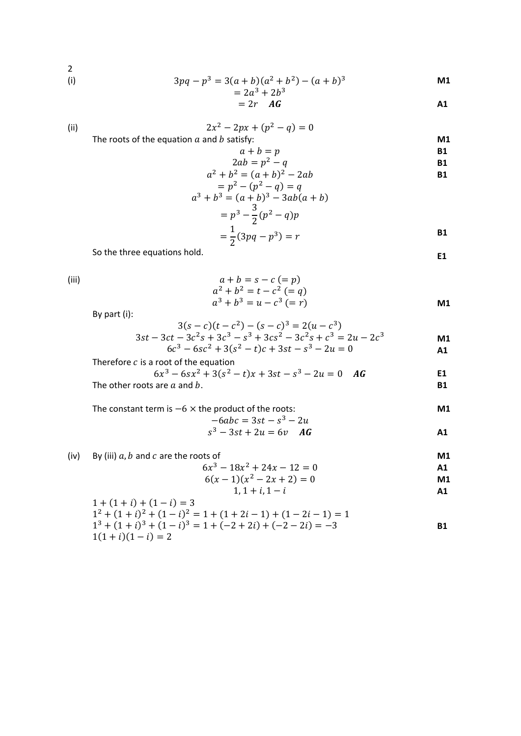2

**(i)**

$$3pq - p^3 = 3(a+b)(a^2+b^2) - (a+b)^3 \quad \textbf{M1}$$
$$= 2a^3 + 2b^3$$
$$= 2r \quad \textbf{\textit{AG}} \quad \textbf{A1}$$

**(ii)**

$$2x^2 - 2px + (p^2 - q) = 0$$

The roots of the equation $a$ and $b$ satisfy: **M1**

$$a + b = p \quad \textbf{B1}$$
$$2ab = p^2 - q \quad \textbf{B1}$$
$$a^2 + b^2 = (a+b)^2 - 2ab \quad \textbf{B1}$$
$$= p^2 - (p^2 - q) = q$$
$$a^3 + b^3 = (a+b)^3 - 3ab(a+b)$$
$$= p^3 - \frac{3}{2}(p^2 - q)p$$
$$= \frac{1}{2}(3pq - p^3) = r \quad \textbf{B1}$$

So the three equations hold. **E1**

**(iii)**

$$a + b = s - c \; (= p)$$
$$a^2 + b^2 = t - c^2 \; (= q)$$
$$a^3 + b^3 = u - c^3 \; (= r) \quad \textbf{M1}$$

By part (i):

$$3(s-c)(t-c^2) - (s-c)^3 = 2(u - c^3)$$
$$3st - 3ct - 3c^2s + 3c^3 - s^3 + 3cs^2 - 3c^2s + c^3 = 2u - 2c^3 \quad \textbf{M1}$$
$$6c^3 - 6sc^2 + 3(s^2 - t)c + 3st - s^3 - 2u = 0 \quad \textbf{A1}$$

Therefore $c$ is a root of the equation

$$6x^3 - 6sx^2 + 3(s^2 - t)x + 3st - s^3 - 2u = 0 \quad \textbf{\textit{AG}} \quad \textbf{E1}$$

The other roots are $a$ and $b$. **B1**

The constant term is $-6 \times$ the product of the roots: **M1**

$$-6abc = 3st - s^3 - 2u$$
$$s^3 - 3st + 2u = 6v \quad \textbf{\textit{AG}} \quad \textbf{A1}$$

**(iv)** By (iii) $a, b$ and $c$ are the roots of **M1**

$$6x^3 - 18x^2 + 24x - 12 = 0 \quad \textbf{A1}$$
$$6(x-1)(x^2 - 2x + 2) = 0 \quad \textbf{M1}$$
$$1, 1+i, 1-i \quad \textbf{A1}$$

$1 + (1+i) + (1-i) = 3$

$1^2 + (1+i)^2 + (1-i)^2 = 1 + (1 + 2i - 1) + (1 - 2i - 1) = 1$

$1^3 + (1+i)^3 + (1-i)^3 = 1 + (-2+2i) + (-2-2i) = -3$ **B1**

$1(1+i)(1-i) = 2$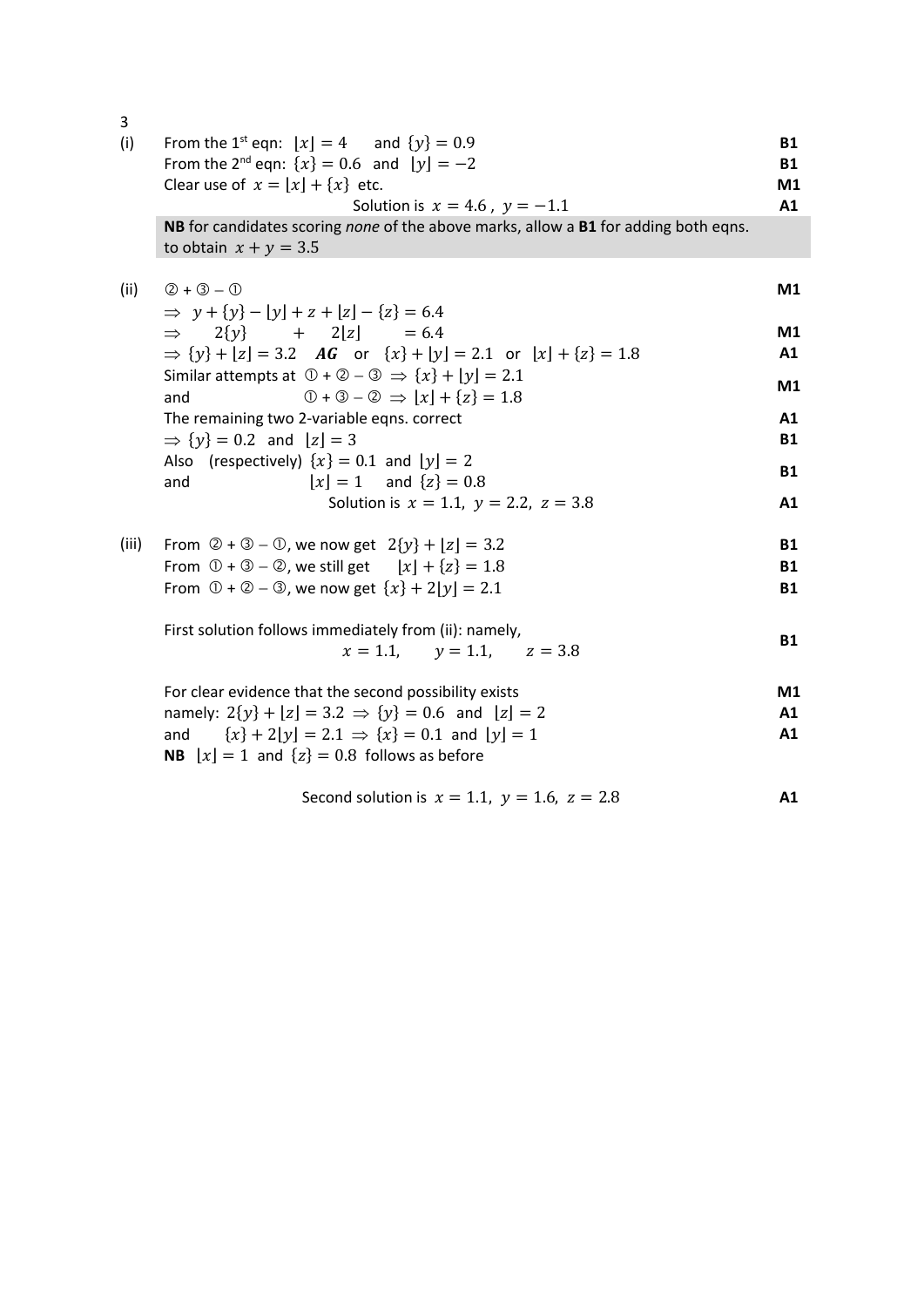3

| | | |
|---|---|---|
| (i) | From the 1st eqn: $\lfloor x \rfloor = 4$ and $\{y\} = 0.9$ | **B1** |
| | From the 2nd eqn: $\{x\} = 0.6$ and $\lfloor y \rfloor = -2$ | **B1** |
| | Clear use of $x = \lfloor x \rfloor + \{x\}$ etc. | **M1** |
| | Solution is $x = 4.6$ , $y = -1.1$ | **A1** |
| | **NB** for candidates scoring *none* of the above marks, allow a **B1** for adding both eqns. to obtain $x + y = 3.5$ | |
| (ii) | ② + ③ − ① | **M1** |
| | $\Rightarrow \ y + \{y\} - \lfloor y \rfloor + z + \lfloor z \rfloor - \{z\} = 6.4$ | |
| | $\Rightarrow \quad 2\{y\} \quad + \quad 2\lfloor z \rfloor \quad = 6.4$ | **M1** |
| | $\Rightarrow \{y\} + \lfloor z \rfloor = 3.2$ ***AG*** or $\{x\} + \lfloor y \rfloor = 2.1$ or $\lfloor x \rfloor + \{z\} = 1.8$ | **A1** |
| | Similar attempts at ① + ② − ③ $\Rightarrow \{x\} + \lfloor y \rfloor = 2.1$ and ① + ③ − ② $\Rightarrow \lfloor x \rfloor + \{z\} = 1.8$ | **M1** |
| | The remaining two 2-variable eqns. correct | **A1** |
| | $\Rightarrow \{y\} = 0.2$ and $\lfloor z \rfloor = 3$ | **B1** |
| | Also (respectively) $\{x\} = 0.1$ and $\lfloor y \rfloor = 2$ and $\lfloor x \rfloor = 1$ and $\{z\} = 0.8$ | **B1** |
| | Solution is $x = 1.1$, $y = 2.2$, $z = 3.8$ | **A1** |
| (iii) | From ② + ③ − ①, we now get $2\{y\} + \lfloor z \rfloor = 3.2$ | **B1** |
| | From ① + ③ − ②, we still get $\lfloor x \rfloor + \{z\} = 1.8$ | **B1** |
| | From ① + ② − ③, we now get $\{x\} + 2\lfloor y \rfloor = 2.1$ | **B1** |
| | First solution follows immediately from (ii): namely, $x = 1.1, \quad y = 1.1, \quad z = 3.8$ | **B1** |
| | For clear evidence that the second possibility exists | **M1** |
| | namely: $2\{y\} + \lfloor z \rfloor = 3.2 \Rightarrow \{y\} = 0.6$ and $\lfloor z \rfloor = 2$ | **A1** |
| | and $\{x\} + 2\lfloor y \rfloor = 2.1 \Rightarrow \{x\} = 0.1$ and $\lfloor y \rfloor = 1$ | **A1** |
| | **NB** $\lfloor x \rfloor = 1$ and $\{z\} = 0.8$ follows as before | |
| | Second solution is $x = 1.1$, $y = 1.6$, $z = 2.8$ | **A1** |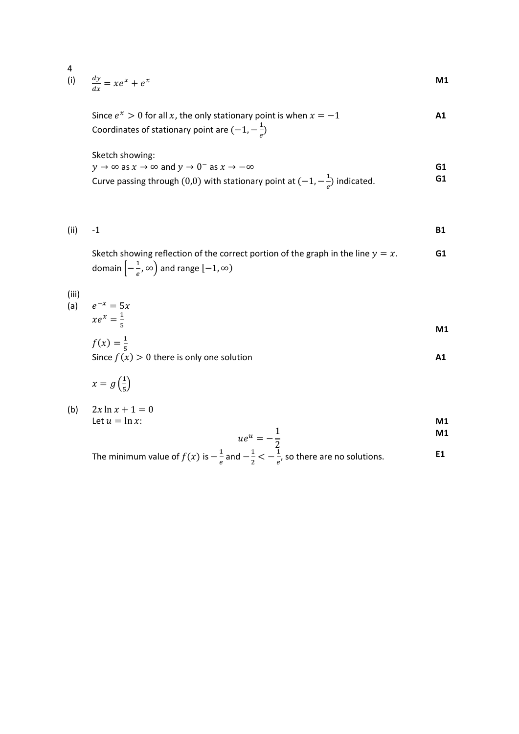4

(i) $\frac{dy}{dx} = xe^x + e^x$ **M1**

Since $e^x > 0$ for all $x$, the only stationary point is when $x = -1$ **A1**

Coordinates of stationary point are $(-1, -\frac{1}{e})$

Sketch showing:

$y \to \infty$ as $x \to \infty$ and $y \to 0^-$ as $x \to -\infty$ **G1**

Curve passing through $(0,0)$ with stationary point at $(-1, -\frac{1}{e})$ indicated. **G1**

(ii) -1 **B1**

Sketch showing reflection of the correct portion of the graph in the line $y = x$. **G1**

domain $\left[-\frac{1}{e}, \infty\right)$ and range $[-1, \infty)$

(iii)

(a) $e^{-x} = 5x$

$xe^x = \frac{1}{5}$ **M1**

$f(x) = \frac{1}{5}$

Since $f(x) > 0$ there is only one solution **A1**

$x = g\left(\frac{1}{5}\right)$

(b) $2x \ln x + 1 = 0$

Let $u = \ln x$: **M1**

$$ue^u = -\frac{1}{2}$$ **M1**

The minimum value of $f(x)$ is $-\frac{1}{e}$ and $-\frac{1}{2} < -\frac{1}{e}$, so there are no solutions. **E1**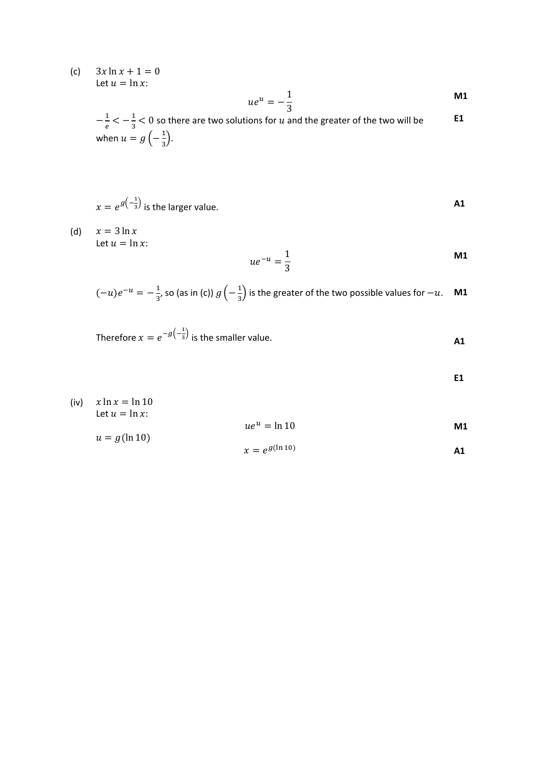(c) $3x\ln x + 1 = 0$

Let $u = \ln x$:

$$ue^u = -\frac{1}{3}$$ **M1**

$-\frac{1}{e} < -\frac{1}{3} < 0$ so there are two solutions for $u$ and the greater of the two will be when $u = g\left(-\frac{1}{3}\right)$. **E1**

$x = e^{g\left(-\frac{1}{3}\right)}$ is the larger value. **A1**

(d) $x = 3\ln x$

Let $u = \ln x$:

$$ue^{-u} = \frac{1}{3}$$ **M1**

$(-u)e^{-u} = -\frac{1}{3}$, so (as in (c)) $g\left(-\frac{1}{3}\right)$ is the greater of the two possible values for $-u$. **M1**

Therefore $x = e^{-g\left(-\frac{1}{3}\right)}$ is the smaller value. **A1**

**E1**

(iv) $x\ln x = \ln 10$

Let $u = \ln x$:

$$ue^u = \ln 10$$ **M1**

$u = g(\ln 10)$

$$x = e^{g(\ln 10)}$$ **A1**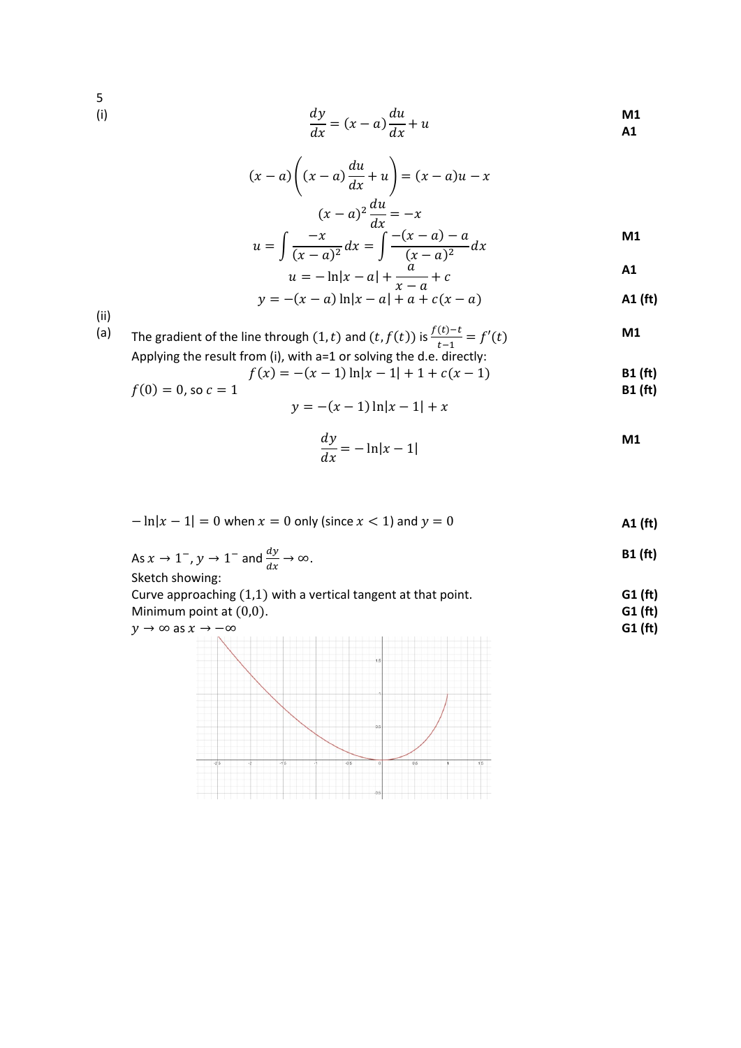5

(i)

$$\frac{dy}{dx} = (x-a)\frac{du}{dx} + u$$ **M1** **A1**

$$(x-a)\left((x-a)\frac{du}{dx} + u\right) = (x-a)u - x$$

$$(x-a)^2\frac{du}{dx} = -x$$

$$u = \int \frac{-x}{(x-a)^2}dx = \int \frac{-(x-a)-a}{(x-a)^2}dx$$ **M1**

$$u = -\ln|x-a| + \frac{a}{x-a} + c$$ **A1**

$$y = -(x-a)\ln|x-a| + a + c(x-a)$$ **A1 (ft)**

(ii)

(a) The gradient of the line through $(1, t)$ and $(t, f(t))$ is $\frac{f(t)-t}{t-1} = f'(t)$ **M1**

Applying the result from (i), with a=1 or solving the d.e. directly:

$$f(x) = -(x-1)\ln|x-1| + 1 + c(x-1)$$ **B1 (ft)**

$f(0) = 0$, so $c = 1$ **B1 (ft)**

$$y = -(x-1)\ln|x-1| + x$$

$$\frac{dy}{dx} = -\ln|x-1|$$ **M1**

$-\ln|x-1| = 0$ when $x = 0$ only (since $x < 1$) and $y = 0$ **A1 (ft)**

As $x \to 1^-$, $y \to 1^-$ and $\frac{dy}{dx} \to \infty$. **B1 (ft)**

Sketch showing:

Curve approaching $(1,1)$ with a vertical tangent at that point. **G1 (ft)**

Minimum point at $(0,0)$. **G1 (ft)**

$y \to \infty$ as $x \to -\infty$ **G1 (ft)**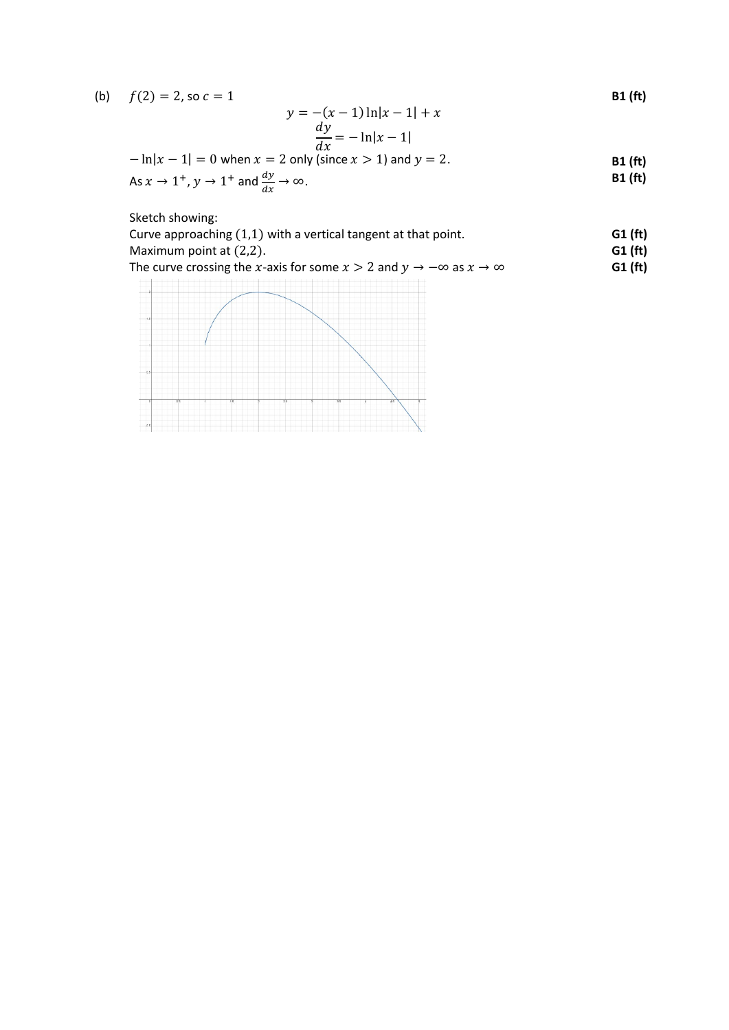(b) $f(2) = 2$, so $c = 1$ **B1 (ft)**

$$y = -(x-1)\ln|x-1| + x$$

$$\frac{dy}{dx} = -\ln|x-1|$$

$-\ln|x-1| = 0$ when $x = 2$ only (since $x > 1$) and $y = 2$. **B1 (ft)**

As $x \to 1^+$, $y \to 1^+$ and $\frac{dy}{dx} \to \infty$. **B1 (ft)**

Sketch showing:

Curve approaching $(1,1)$ with a vertical tangent at that point. **G1 (ft)**

Maximum point at $(2,2)$. **G1 (ft)**

The curve crossing the $x$-axis for some $x > 2$ and $y \to -\infty$ as $x \to \infty$ **G1 (ft)**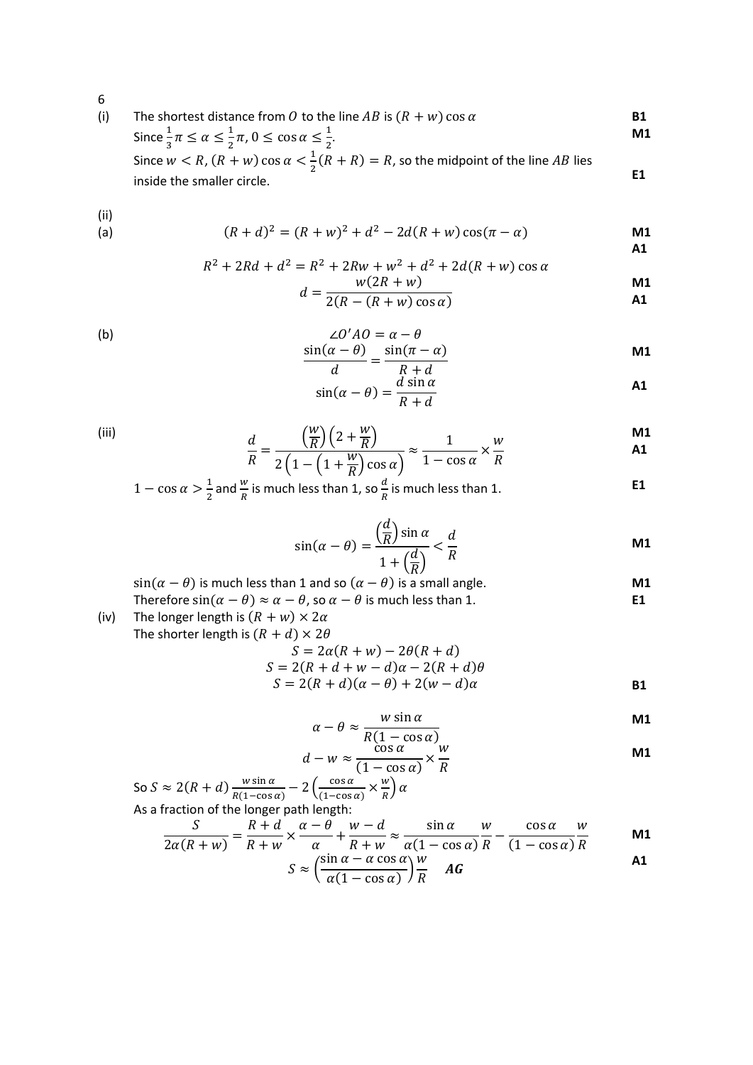6

(i) The shortest distance from $O$ to the line $AB$ is $(R+w)\cos\alpha$ **B1**

Since $\frac{1}{3}\pi \le \alpha \le \frac{1}{2}\pi$, $0 \le \cos\alpha \le \frac{1}{2}$. **M1**

Since $w < R$, $(R+w)\cos\alpha < \frac{1}{2}(R+R) = R$, so the midpoint of the line $AB$ lies inside the smaller circle. **E1**

(ii)

(a)

$$(R+d)^2 = (R+w)^2 + d^2 - 2d(R+w)\cos(\pi-\alpha)$$ **M1** **A1**

$$R^2 + 2Rd + d^2 = R^2 + 2Rw + w^2 + d^2 + 2d(R+w)\cos\alpha$$

$$d = \frac{w(2R+w)}{2(R-(R+w)\cos\alpha)}$$ **M1** **A1**

(b)

$$\angle O'AO = \alpha - \theta$$

$$\frac{\sin(\alpha-\theta)}{d} = \frac{\sin(\pi-\alpha)}{R+d}$$ **M1**

$$\sin(\alpha-\theta) = \frac{d\sin\alpha}{R+d}$$ **A1**

(iii)

$$\frac{d}{R} = \frac{\left(\frac{w}{R}\right)\left(2+\frac{w}{R}\right)}{2\left(1-\left(1+\frac{w}{R}\right)\cos\alpha\right)} \approx \frac{1}{1-\cos\alpha} \times \frac{w}{R}$$ **M1** **A1**

$1-\cos\alpha > \frac{1}{2}$ and $\frac{w}{R}$ is much less than 1, so $\frac{d}{R}$ is much less than 1. **E1**

$$\sin(\alpha-\theta) = \frac{\left(\frac{d}{R}\right)\sin\alpha}{1+\left(\frac{d}{R}\right)} < \frac{d}{R}$$ **M1**

$\sin(\alpha-\theta)$ is much less than 1 and so $(\alpha-\theta)$ is a small angle. **M1**

Therefore $\sin(\alpha-\theta) \approx \alpha-\theta$, so $\alpha-\theta$ is much less than 1. **E1**

(iv) The longer length is $(R+w)\times 2\alpha$

The shorter length is $(R+d)\times 2\theta$

$$S = 2\alpha(R+w) - 2\theta(R+d)$$

$$S = 2(R+d+w-d)\alpha - 2(R+d)\theta$$

$$S = 2(R+d)(\alpha-\theta) + 2(w-d)\alpha$$ **B1**

$$\alpha - \theta \approx \frac{w\sin\alpha}{R(1-\cos\alpha)}$$ **M1**

$$d - w \approx \frac{\cos\alpha}{(1-\cos\alpha)} \times \frac{w}{R}$$ **M1**

So $S \approx 2(R+d)\frac{w\sin\alpha}{R(1-\cos\alpha)} - 2\left(\frac{\cos\alpha}{(1-\cos\alpha)} \times \frac{w}{R}\right)\alpha$

As a fraction of the longer path length:

$$\frac{S}{2\alpha(R+w)} = \frac{R+d}{R+w} \times \frac{\alpha-\theta}{\alpha} + \frac{w-d}{R+w} \approx \frac{\sin\alpha}{\alpha(1-\cos\alpha)}\frac{w}{R} - \frac{\cos\alpha}{(1-\cos\alpha)}\frac{w}{R}$$ **M1**

$$S \approx \left(\frac{\sin\alpha - \alpha\cos\alpha}{\alpha(1-\cos\alpha)}\right)\frac{w}{R} \quad \textbf{\textit{AG}}$$ **A1**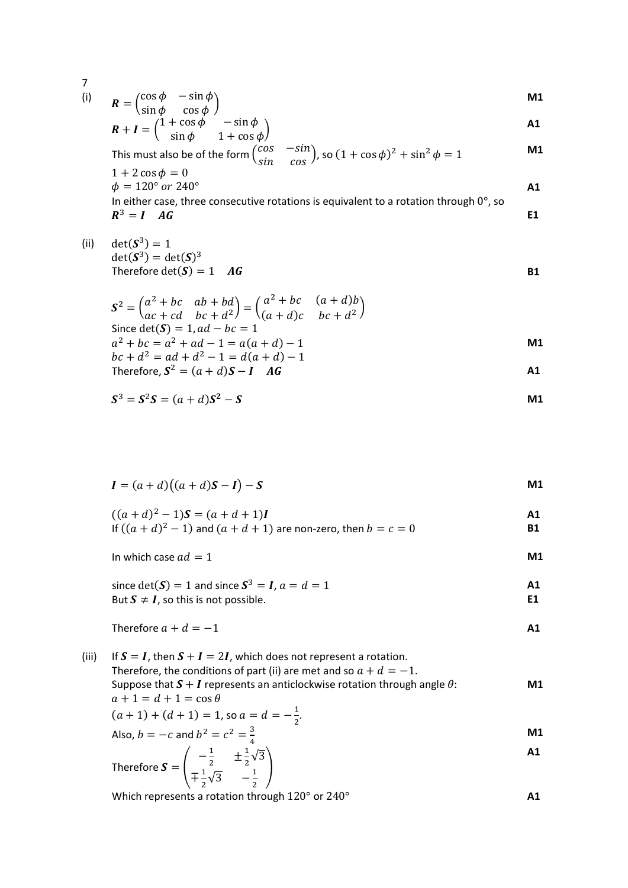7

(i) $\boldsymbol{R} = \begin{pmatrix} \cos\phi & -\sin\phi \\ \sin\phi & \cos\phi \end{pmatrix}$ **M1**

$\boldsymbol{R} + \boldsymbol{I} = \begin{pmatrix} 1+\cos\phi & -\sin\phi \\ \sin\phi & 1+\cos\phi \end{pmatrix}$ **A1**

This must also be of the form $\begin{pmatrix} cos & -sin \\ sin & cos \end{pmatrix}$, so $(1+\cos\phi)^2 + \sin^2\phi = 1$ **M1**

$1 + 2\cos\phi = 0$

$\phi = 120°\ or\ 240°$ **A1**

In either case, three consecutive rotations is equivalent to a rotation through 0°, so $\boldsymbol{R}^3 = \boldsymbol{I}$ ***AG*** **E1**

(ii) $\det(\boldsymbol{S}^3) = 1$

$\det(\boldsymbol{S}^3) = \det(\boldsymbol{S})^3$

Therefore $\det(\boldsymbol{S}) = 1$ ***AG*** **B1**

$\boldsymbol{S}^2 = \begin{pmatrix} a^2+bc & ab+bd \\ ac+cd & bc+d^2 \end{pmatrix} = \begin{pmatrix} a^2+bc & (a+d)b \\ (a+d)c & bc+d^2 \end{pmatrix}$

Since $\det(\boldsymbol{S}) = 1, ad - bc = 1$

$a^2 + bc = a^2 + ad - 1 = a(a+d) - 1$ **M1**

$bc + d^2 = ad + d^2 - 1 = d(a+d) - 1$

Therefore, $\boldsymbol{S}^2 = (a+d)\boldsymbol{S} - \boldsymbol{I}$ ***AG*** **A1**

$\boldsymbol{S}^3 = \boldsymbol{S}^2\boldsymbol{S} = (a+d)\boldsymbol{S}^2 - \boldsymbol{S}$ **M1**

$\boldsymbol{I} = (a+d)\big((a+d)\boldsymbol{S} - \boldsymbol{I}\big) - \boldsymbol{S}$ **M1**

$((a+d)^2 - 1)\boldsymbol{S} = (a+d+1)\boldsymbol{I}$ **A1**

If $((a+d)^2 - 1)$ and $(a+d+1)$ are non-zero, then $b = c = 0$ **B1**

In which case $ad = 1$ **M1**

since $\det(\boldsymbol{S}) = 1$ and since $\boldsymbol{S}^3 = \boldsymbol{I}$, $a = d = 1$ **A1**

But $\boldsymbol{S} \neq \boldsymbol{I}$, so this is not possible. **E1**

Therefore $a + d = -1$ **A1**

(iii) If $\boldsymbol{S} = \boldsymbol{I}$, then $\boldsymbol{S} + \boldsymbol{I} = 2\boldsymbol{I}$, which does not represent a rotation.

Therefore, the conditions of part (ii) are met and so $a + d = -1$.

Suppose that $\boldsymbol{S} + \boldsymbol{I}$ represents an anticlockwise rotation through angle $\theta$: **M1**

$a + 1 = d + 1 = \cos\theta$

$(a+1) + (d+1) = 1$, so $a = d = -\frac{1}{2}$.

Also, $b = -c$ and $b^2 = c^2 = \frac{3}{4}$ **M1**

Therefore $\boldsymbol{S} = \begin{pmatrix} -\frac{1}{2} & \pm\frac{1}{2}\sqrt{3} \\ \mp\frac{1}{2}\sqrt{3} & -\frac{1}{2} \end{pmatrix}$ **A1**

Which represents a rotation through 120° or 240° **A1**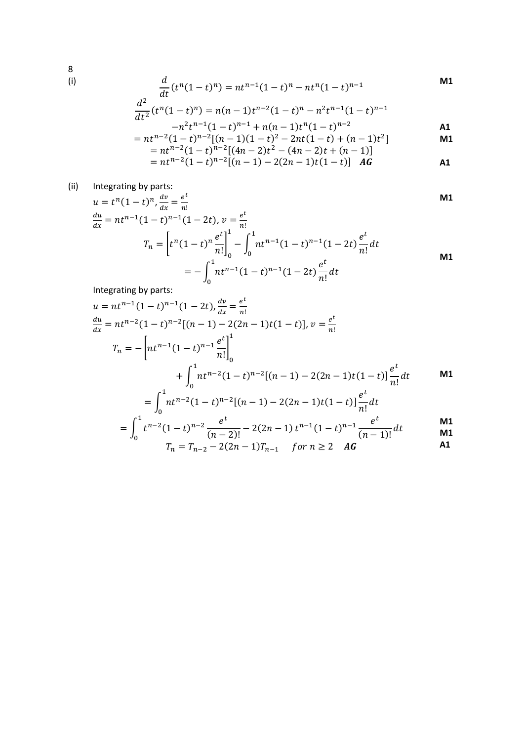8

(i)

$$\frac{d}{dt}(t^n(1-t)^n) = nt^{n-1}(1-t)^n - nt^n(1-t)^{n-1}$$ **M1**

$$\frac{d^2}{dt^2}(t^n(1-t)^n) = n(n-1)t^{n-2}(1-t)^n - n^2t^{n-1}(1-t)^{n-1}$$
$$-n^2t^{n-1}(1-t)^{n-1} + n(n-1)t^n(1-t)^{n-2}$$ **A1**

$$= nt^{n-2}(1-t)^{n-2}[(n-1)(1-t)^2 - 2nt(1-t) + (n-1)t^2]$$ **M1**

$$= nt^{n-2}(1-t)^{n-2}[(4n-2)t^2 - (4n-2)t + (n-1)]$$

$$= nt^{n-2}(1-t)^{n-2}[(n-1) - 2(2n-1)t(1-t)] \quad \textbf{AG}$$ **A1**

(ii) Integrating by parts:

$u = t^n(1-t)^n, \frac{dv}{dx} = \frac{e^t}{n!}$ **M1**

$\frac{du}{dx} = nt^{n-1}(1-t)^{n-1}(1-2t), v = \frac{e^t}{n!}$

$$T_n = \left[t^n(1-t)^n \frac{e^t}{n!}\right]_0^1 - \int_0^1 nt^{n-1}(1-t)^{n-1}(1-2t)\frac{e^t}{n!}dt$$

$$= -\int_0^1 nt^{n-1}(1-t)^{n-1}(1-2t)\frac{e^t}{n!}dt$$ **M1**

Integrating by parts:

$u = nt^{n-1}(1-t)^{n-1}(1-2t), \frac{dv}{dx} = \frac{e^t}{n!}$

$\frac{du}{dx} = nt^{n-2}(1-t)^{n-2}[(n-1) - 2(2n-1)t(1-t)], v = \frac{e^t}{n!}$

$$T_n = -\left[nt^{n-1}(1-t)^{n-1}\frac{e^t}{n!}\right]_0^1 + \int_0^1 nt^{n-2}(1-t)^{n-2}[(n-1) - 2(2n-1)t(1-t)]\frac{e^t}{n!}dt$$ **M1**

$$= \int_0^1 nt^{n-2}(1-t)^{n-2}[(n-1) - 2(2n-1)t(1-t)]\frac{e^t}{n!}dt$$

$$= \int_0^1 t^{n-2}(1-t)^{n-2}\frac{e^t}{(n-2)!} - 2(2n-1)\,t^{n-1}(1-t)^{n-1}\frac{e^t}{(n-1)!}dt$$ **M1** **M1**

$$T_n = T_{n-2} - 2(2n-1)T_{n-1} \quad for\ n \geq 2 \quad \textbf{AG}$$ **A1**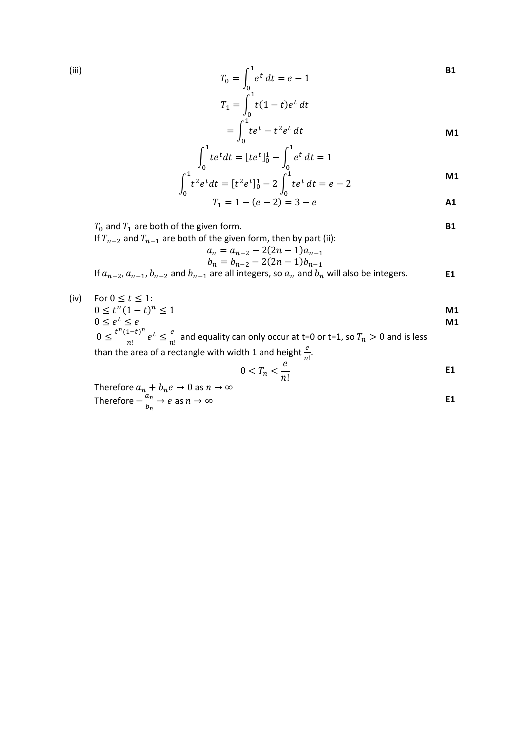(iii)

$$T_0 = \int_0^1 e^t \, dt = e - 1$$ **B1**

$$T_1 = \int_0^1 t(1-t)e^t \, dt$$

$$= \int_0^1 te^t - t^2e^t \, dt$$ **M1**

$$\int_0^1 te^t dt = [te^t]_0^1 - \int_0^1 e^t \, dt = 1$$

$$\int_0^1 t^2e^t dt = [t^2e^t]_0^1 - 2\int_0^1 te^t \, dt = e - 2$$ **M1**

$$T_1 = 1 - (e-2) = 3 - e$$ **A1**

$T_0$ and $T_1$ are both of the given form. **B1**

If $T_{n-2}$ and $T_{n-1}$ are both of the given form, then by part (ii):

$$a_n = a_{n-2} - 2(2n-1)a_{n-1}$$
$$b_n = b_{n-2} - 2(2n-1)b_{n-1}$$

If $a_{n-2}$, $a_{n-1}$, $b_{n-2}$ and $b_{n-1}$ are all integers, so $a_n$ and $b_n$ will also be integers. **E1**

(iv) For $0 \le t \le 1$:

$0 \le t^n(1-t)^n \le 1$ **M1**

$0 \le e^t \le e$ **M1**

$0 \le \frac{t^n(1-t)^n}{n!}e^t \le \frac{e}{n!}$ and equality can only occur at t=0 or t=1, so $T_n > 0$ and is less than the area of a rectangle with width 1 and height $\frac{e}{n!}$.

$$0 < T_n < \frac{e}{n!}$$ **E1**

Therefore $a_n + b_n e \to 0$ as $n \to \infty$

Therefore $-\frac{a_n}{b_n} \to e$ as $n \to \infty$ **E1**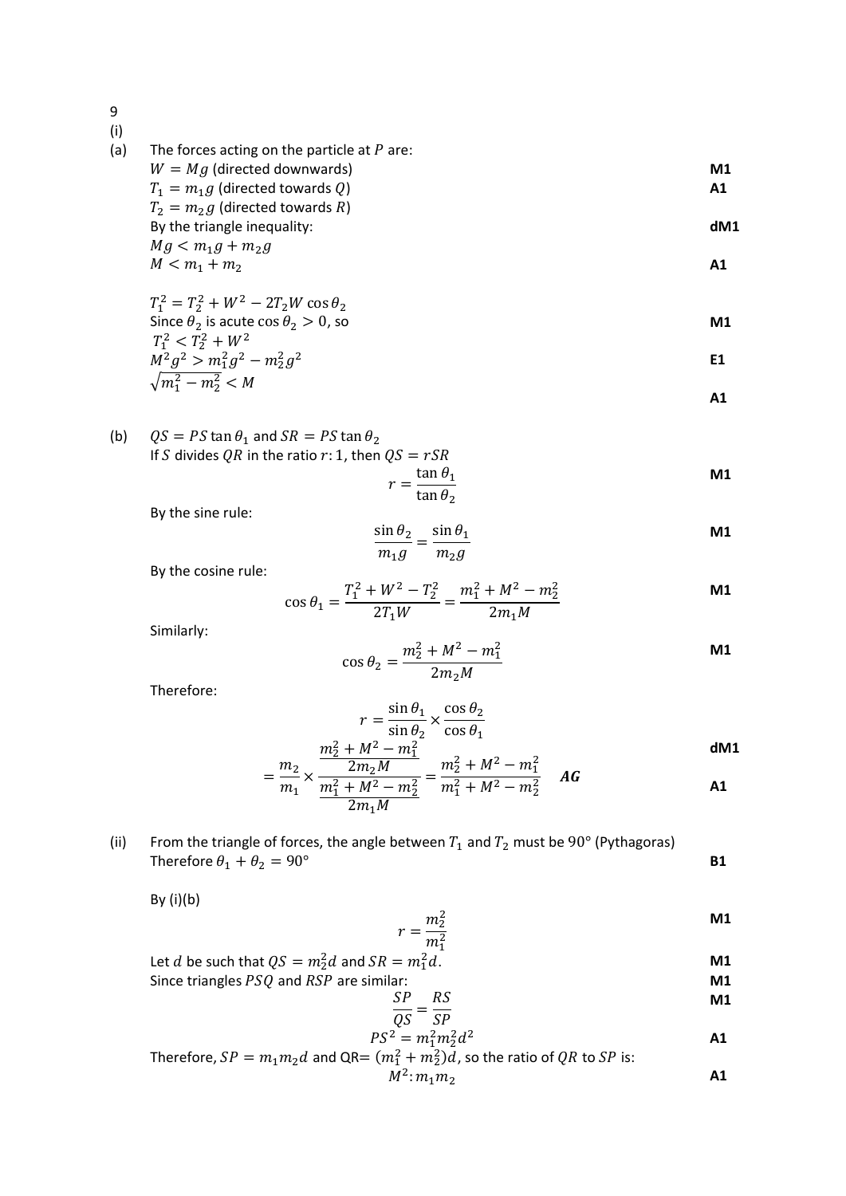9

(i)

(a) The forces acting on the particle at $P$ are:

$W = Mg$ (directed downwards) **M1**

$T_1 = m_1 g$ (directed towards $Q$) **A1**

$T_2 = m_2 g$ (directed towards $R$)

By the triangle inequality: **dM1**

$Mg < m_1 g + m_2 g$

$M < m_1 + m_2$ **A1**

$T_1^2 = T_2^2 + W^2 - 2T_2 W \cos\theta_2$

Since $\theta_2$ is acute $\cos\theta_2 > 0$, so **M1**

$T_1^2 < T_2^2 + W^2$

$M^2 g^2 > m_1^2 g^2 - m_2^2 g^2$ **E1**

$\sqrt{m_1^2 - m_2^2} < M$ **A1**

(b) $QS = PS\tan\theta_1$ and $SR = PS\tan\theta_2$

If $S$ divides $QR$ in the ratio $r:1$, then $QS = rSR$

$$r = \frac{\tan\theta_1}{\tan\theta_2}$$ **M1**

By the sine rule:

$$\frac{\sin\theta_2}{m_1 g} = \frac{\sin\theta_1}{m_2 g}$$ **M1**

By the cosine rule:

$$\cos\theta_1 = \frac{T_1^2 + W^2 - T_2^2}{2T_1 W} = \frac{m_1^2 + M^2 - m_2^2}{2m_1 M}$$ **M1**

Similarly:

$$\cos\theta_2 = \frac{m_2^2 + M^2 - m_1^2}{2m_2 M}$$ **M1**

Therefore:

$$r = \frac{\sin\theta_1}{\sin\theta_2} \times \frac{\cos\theta_2}{\cos\theta_1}$$

$$= \frac{m_2}{m_1} \times \frac{\frac{m_2^2 + M^2 - m_1^2}{2m_2 M}}{\frac{m_1^2 + M^2 - m_2^2}{2m_1 M}} = \frac{m_2^2 + M^2 - m_1^2}{m_1^2 + M^2 - m_2^2} \quad \textbf{\textit{AG}}$$ **dM1** **A1**

(ii) From the triangle of forces, the angle between $T_1$ and $T_2$ must be 90° (Pythagoras)

Therefore $\theta_1 + \theta_2 = 90°$ **B1**

By (i)(b)

$$r = \frac{m_2^2}{m_1^2}$$ **M1**

Let $d$ be such that $QS = m_2^2 d$ and $SR = m_1^2 d$. **M1**

Since triangles $PSQ$ and $RSP$ are similar: **M1**

$$\frac{SP}{QS} = \frac{RS}{SP}$$ **M1**

$$PS^2 = m_1^2 m_2^2 d^2$$ **A1**

Therefore, $SP = m_1 m_2 d$ and QR$= (m_1^2 + m_2^2)d$, so the ratio of $QR$ to $SP$ is:

$$M^2 : m_1 m_2$$ **A1**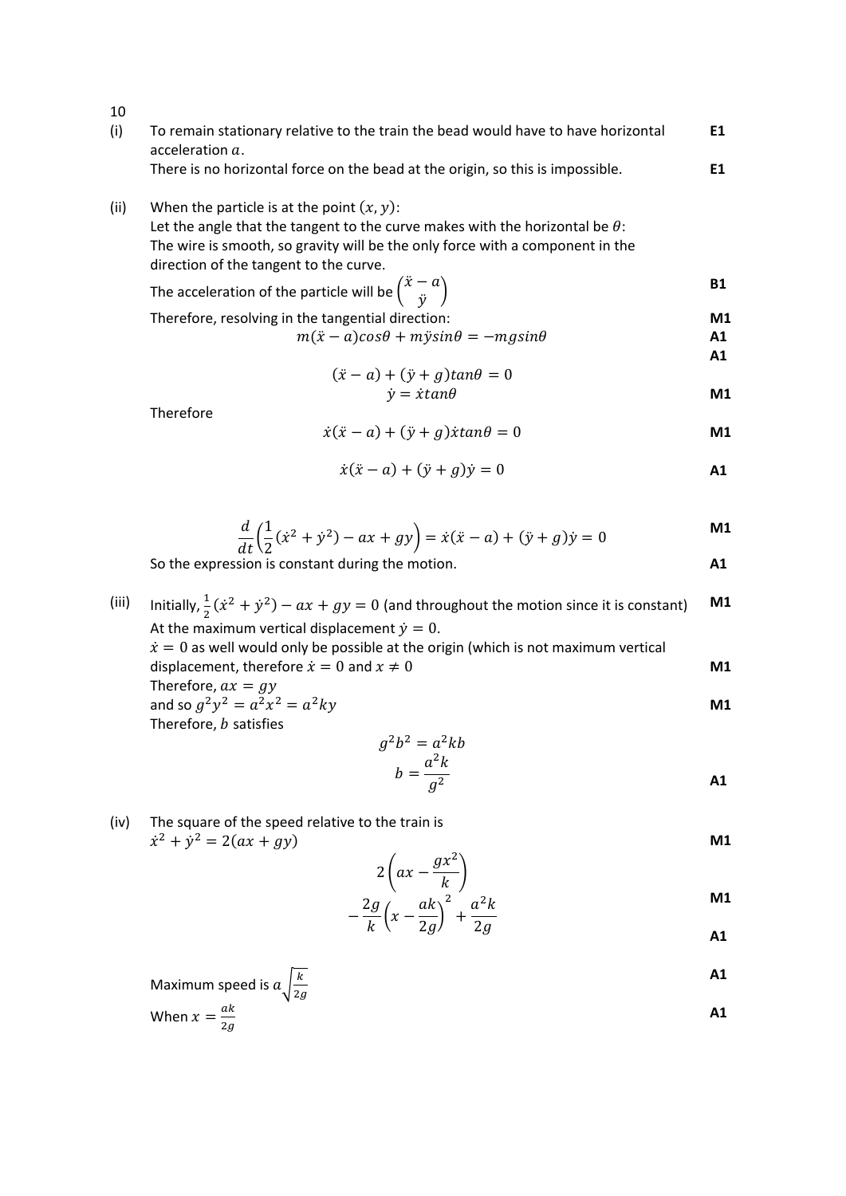10

(i) To remain stationary relative to the train the bead would have to have horizontal acceleration $a$. **E1**

There is no horizontal force on the bead at the origin, so this is impossible. **E1**

(ii) When the particle is at the point $(x, y)$:

Let the angle that the tangent to the curve makes with the horizontal be $\theta$:

The wire is smooth, so gravity will be the only force with a component in the direction of the tangent to the curve.

The acceleration of the particle will be $\begin{pmatrix} \ddot{x} - a \\ \ddot{y} \end{pmatrix}$ **B1**

Therefore, resolving in the tangential direction: **M1**

$$m(\ddot{x} - a)cos\theta + m\ddot{y}sin\theta = -mgsin\theta$$ **A1**

**A1**

$$(\ddot{x} - a) + (\ddot{y} + g)tan\theta = 0$$

$$\dot{y} = \dot{x}tan\theta$$ **M1**

Therefore

$$\dot{x}(\ddot{x} - a) + (\ddot{y} + g)\dot{x}tan\theta = 0$$ **M1**

$$\dot{x}(\ddot{x} - a) + (\ddot{y} + g)\dot{y} = 0$$ **A1**

$$\frac{d}{dt}\left(\frac{1}{2}(\dot{x}^2 + \dot{y}^2) - ax + gy\right) = \dot{x}(\ddot{x} - a) + (\ddot{y} + g)\dot{y} = 0$$ **M1**

So the expression is constant during the motion. **A1**

(iii) Initially, $\frac{1}{2}(\dot{x}^2 + \dot{y}^2) - ax + gy = 0$ (and throughout the motion since it is constant) **M1**

At the maximum vertical displacement $\dot{y} = 0$.

$\dot{x} = 0$ as well would only be possible at the origin (which is not maximum vertical displacement, therefore $\dot{x} = 0$ and $x \neq 0$ **M1**

Therefore, $ax = gy$

and so $g^2y^2 = a^2x^2 = a^2ky$ **M1**

Therefore, $b$ satisfies

$$g^2b^2 = a^2kb$$

$$b = \frac{a^2k}{g^2}$$ **A1**

(iv) The square of the speed relative to the train is

$\dot{x}^2 + \dot{y}^2 = 2(ax + gy)$ **M1**

$$2\left(ax - \frac{gx^2}{k}\right)$$

$$-\frac{2g}{k}\left(x - \frac{ak}{2g}\right)^2 + \frac{a^2k}{2g}$$ **M1**

**A1**

Maximum speed is $a\sqrt{\frac{k}{2g}}$ **A1**

When $x = \frac{ak}{2g}$ **A1**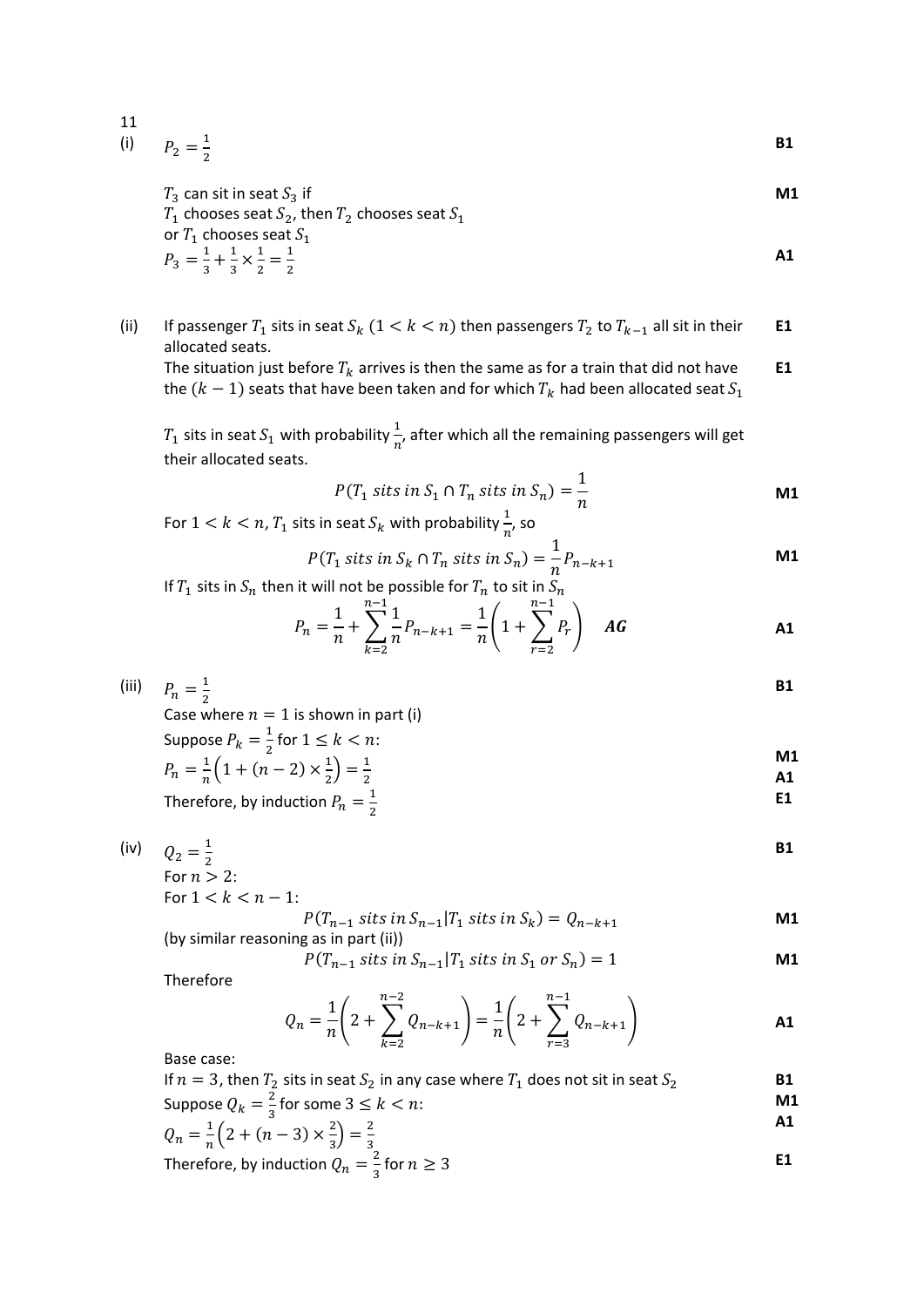11

(i) $P_2 = \frac{1}{2}$ **B1**

$T_3$ can sit in seat $S_3$ if **M1**
$T_1$ chooses seat $S_2$, then $T_2$ chooses seat $S_1$
or $T_1$ chooses seat $S_1$
$P_3 = \frac{1}{3} + \frac{1}{3} \times \frac{1}{2} = \frac{1}{2}$ **A1**

(ii) If passenger $T_1$ sits in seat $S_k$ $(1 < k < n)$ then passengers $T_2$ to $T_{k-1}$ all sit in their allocated seats. **E1**
The situation just before $T_k$ arrives is then the same as for a train that did not have the $(k-1)$ seats that have been taken and for which $T_k$ had been allocated seat $S_1$ **E1**

$T_1$ sits in seat $S_1$ with probability $\frac{1}{n}$, after which all the remaining passengers will get their allocated seats.

$$P(T_1 \text{ sits in } S_1 \cap T_n \text{ sits in } S_n) = \frac{1}{n}$$ **M1**

For $1 < k < n$, $T_1$ sits in seat $S_k$ with probability $\frac{1}{n}$, so

$$P(T_1 \text{ sits in } S_k \cap T_n \text{ sits in } S_n) = \frac{1}{n} P_{n-k+1}$$ **M1**

If $T_1$ sits in $S_n$ then it will not be possible for $T_n$ to sit in $S_n$

$$P_n = \frac{1}{n} + \sum_{k=2}^{n-1} \frac{1}{n} P_{n-k+1} = \frac{1}{n}\left(1 + \sum_{r=2}^{n-1} P_r\right) \quad \textbf{AG}$$ **A1**

(iii) $P_n = \frac{1}{2}$ **B1**
Case where $n = 1$ is shown in part (i)
Suppose $P_k = \frac{1}{2}$ for $1 \leq k < n$:
$P_n = \frac{1}{n}\left(1 + (n-2) \times \frac{1}{2}\right) = \frac{1}{2}$ **M1** **A1**
Therefore, by induction $P_n = \frac{1}{2}$ **E1**

(iv) $Q_2 = \frac{1}{2}$ **B1**
For $n > 2$:
For $1 < k < n-1$:

$$P(T_{n-1} \text{ sits in } S_{n-1} | T_1 \text{ sits in } S_k) = Q_{n-k+1}$$ **M1**

(by similar reasoning as in part (ii))

$$P(T_{n-1} \text{ sits in } S_{n-1} | T_1 \text{ sits in } S_1 \text{ or } S_n) = 1$$ **M1**

Therefore

$$Q_n = \frac{1}{n}\left(2 + \sum_{k=2}^{n-2} Q_{n-k+1}\right) = \frac{1}{n}\left(2 + \sum_{r=3}^{n-1} Q_{n-k+1}\right)$$ **A1**

Base case:
If $n = 3$, then $T_2$ sits in seat $S_2$ in any case where $T_1$ does not sit in seat $S_2$ **B1**
Suppose $Q_k = \frac{2}{3}$ for some $3 \leq k < n$: **M1**
$Q_n = \frac{1}{n}\left(2 + (n-3) \times \frac{2}{3}\right) = \frac{2}{3}$ **A1**
Therefore, by induction $Q_n = \frac{2}{3}$ for $n \geq 3$ **E1**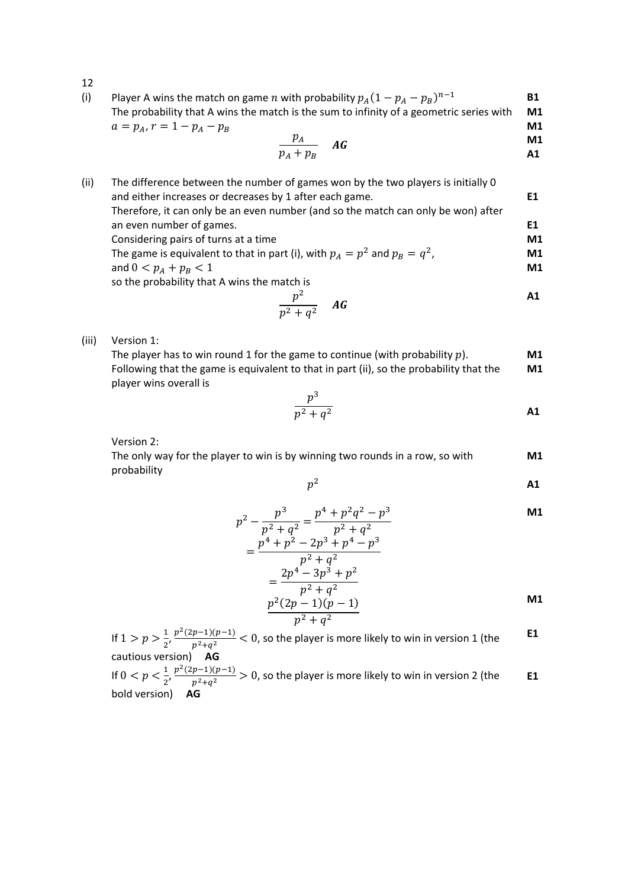12

(i) Player A wins the match on game $n$ with probability $p_A(1-p_A-p_B)^{n-1}$ **B1**

The probability that A wins the match is the sum to infinity of a geometric series with $a = p_A$, $r = 1 - p_A - p_B$ **M1** **M1**

$$\frac{p_A}{p_A + p_B} \quad \boldsymbol{AG}$$

**M1**
**A1**

(ii) The difference between the number of games won by the two players is initially 0 and either increases or decreases by 1 after each game. **E1**

Therefore, it can only be an even number (and so the match can only be won) after an even number of games. **E1**

Considering pairs of turns at a time **M1**

The game is equivalent to that in part (i), with $p_A = p^2$ and $p_B = q^2$, **M1**

and $0 < p_A + p_B < 1$ **M1**

so the probability that A wins the match is

$$\frac{p^2}{p^2 + q^2} \quad \boldsymbol{AG}$$

**A1**

(iii) Version 1:

The player has to win round 1 for the game to continue (with probability $p$). **M1**

Following that the game is equivalent to that in part (ii), so the probability that the player wins overall is **M1**

$$\frac{p^3}{p^2 + q^2}$$

**A1**

Version 2:

The only way for the player to win is by winning two rounds in a row, so with probability **M1**

$$p^2$$

**A1**

$$p^2 - \frac{p^3}{p^2 + q^2} = \frac{p^4 + p^2q^2 - p^3}{p^2 + q^2}$$

**M1**

$$= \frac{p^4 + p^2 - 2p^3 + p^4 - p^3}{p^2 + q^2}$$

$$= \frac{2p^4 - 3p^3 + p^2}{p^2 + q^2}$$

$$\frac{p^2(2p-1)(p-1)}{p^2 + q^2}$$

**M1**

If $1 > p > \frac{1}{2}$, $\frac{p^2(2p-1)(p-1)}{p^2+q^2} < 0$, so the player is more likely to win in version 1 (the cautious version) **AG** **E1**

If $0 < p < \frac{1}{2}$, $\frac{p^2(2p-1)(p-1)}{p^2+q^2} > 0$, so the player is more likely to win in version 2 (the bold version) **AG** **E1**